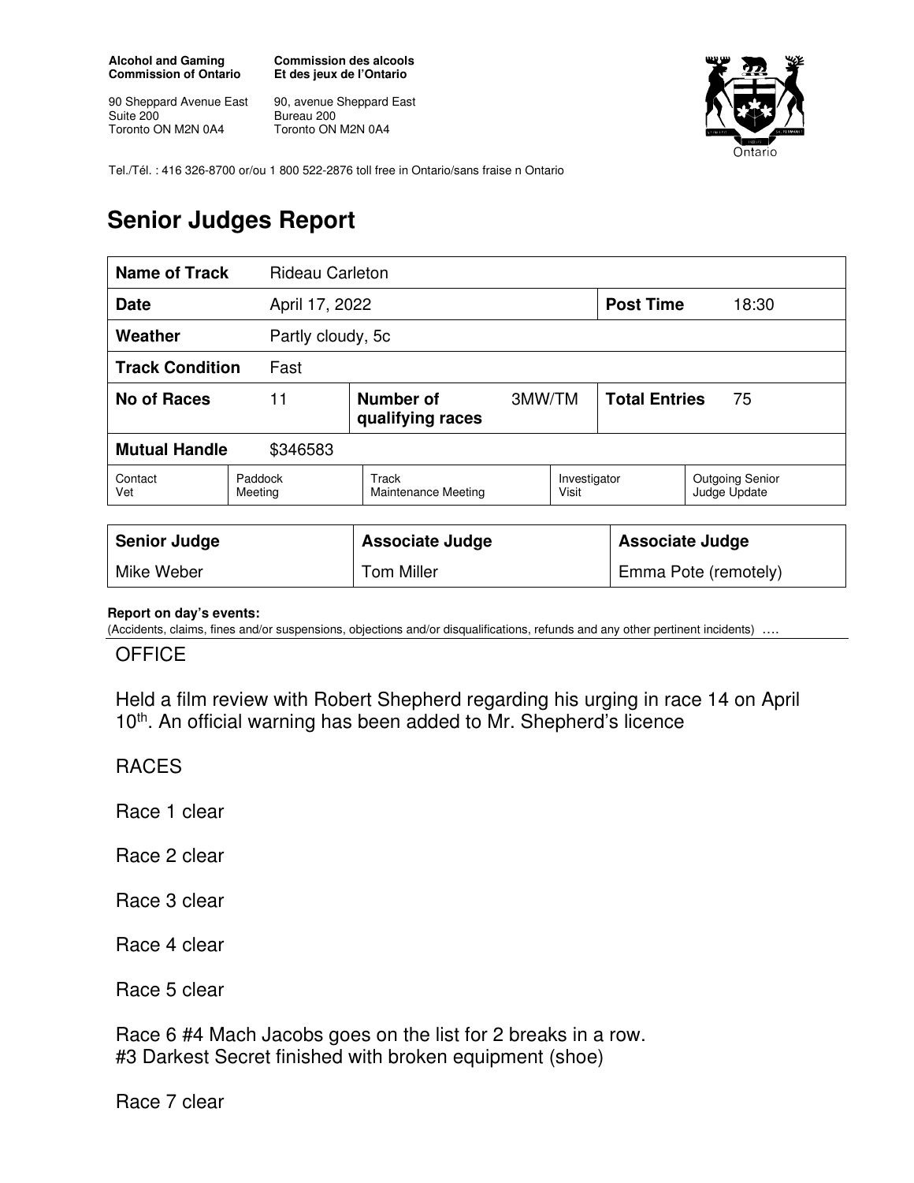**Alcohol and Gaming Commission of Ontario**

90 Sheppard Avenue East
Suite 200
Toronto ON M2N 0A4

**Commission des alcools Et des jeux de l'Ontario**

90, avenue Sheppard East
Bureau 200
Toronto ON M2N 0A4

Tel./Tél. : 416 326-8700 or/ou 1 800 522-2876 toll free in Ontario/sans fraise n Ontario

# Senior Judges Report

| **Name of Track** | Rideau Carleton | | | | |
|---|---|---|---|---|---|
| **Date** | April 17, 2022 | | | **Post Time** | 18:30 |
| **Weather** | Partly cloudy, 5c | | | | |
| **Track Condition** | Fast | | | | |
| **No of Races** | 11 | **Number of qualifying races** | 3MW/TM | **Total Entries** | 75 |
| **Mutual Handle** | $346583 | | | | |
| Contact Vet | Paddock Meeting | Track Maintenance Meeting | Investigator Visit | Outgoing Senior Judge Update | |

| **Senior Judge** | **Associate Judge** | **Associate Judge** |
|---|---|---|
| Mike Weber | Tom Miller | Emma Pote (remotely) |

**Report on day's events:**
(Accidents, claims, fines and/or suspensions, objections and/or disqualifications, refunds and any other pertinent incidents) ….

OFFICE

Held a film review with Robert Shepherd regarding his urging in race 14 on April 10th. An official warning has been added to Mr. Shepherd's licence

RACES

Race 1 clear

Race 2 clear

Race 3 clear

Race 4 clear

Race 5 clear

Race 6 #4 Mach Jacobs goes on the list for 2 breaks in a row.
#3 Darkest Secret finished with broken equipment (shoe)

Race 7 clear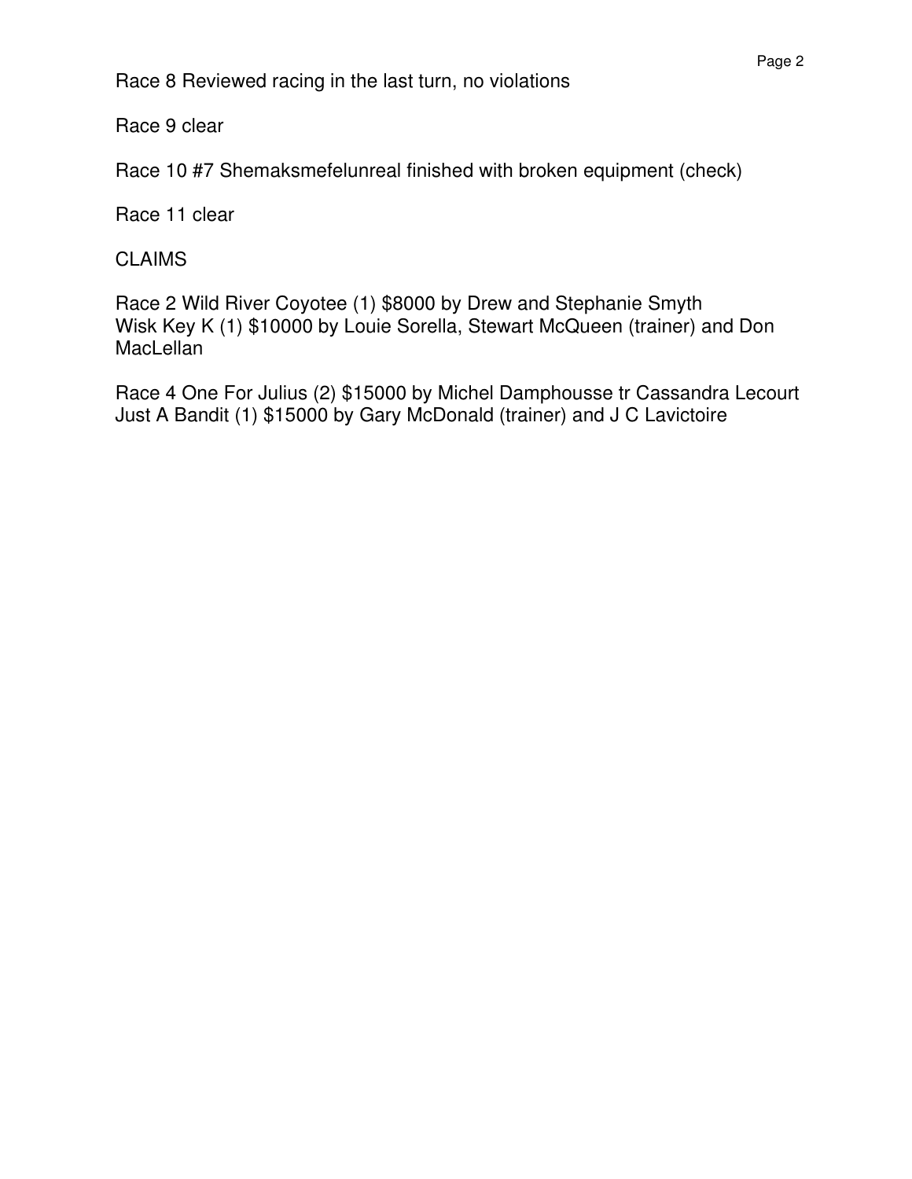Race 8 Reviewed racing in the last turn, no violations

Race 9 clear

Race 10 #7 Shemaksmefelunreal finished with broken equipment (check)

Race 11 clear

CLAIMS

Race 2 Wild River Coyotee (1) $8000 by Drew and Stephanie Smyth
Wisk Key K (1) $10000 by Louie Sorella, Stewart McQueen (trainer) and Don MacLellan

Race 4 One For Julius (2) $15000 by Michel Damphousse tr Cassandra Lecourt
Just A Bandit (1) $15000 by Gary McDonald (trainer) and J C Lavictoire